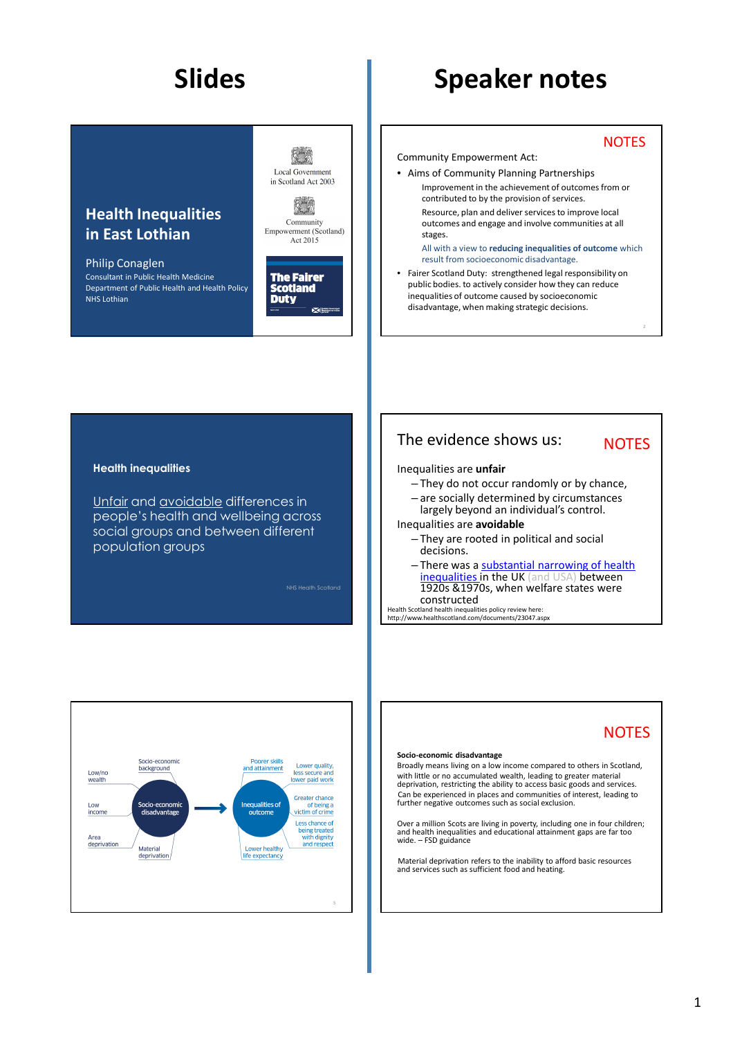# Slides

# Speaker notes

## Health Inequalities in East Lothian

Philip Conaglen
Consultant in Public Health Medicine
Department of Public Health and Health Policy
NHS Lothian

Local Government in Scotland Act 2003

Community Empowerment (Scotland) Act 2015

The Fairer Scotland Duty

NOTES

Community Empowerment Act:

- Aims of Community Planning Partnerships
  - Improvement in the achievement of outcomes from or contributed to by the provision of services.
  - Resource, plan and deliver services to improve local outcomes and engage and involve communities at all stages.
  - All with a view to **reducing inequalities of outcome** which result from socioeconomic disadvantage.
- Fairer Scotland Duty: strengthened legal responsibility on public bodies. to actively consider how they can reduce inequalities of outcome caused by socioeconomic disadvantage, when making strategic decisions.

**Health inequalities**

Unfair and avoidable differences in people's health and wellbeing across social groups and between different population groups

NHS Health Scotland

## The evidence shows us:

NOTES

Inequalities are **unfair**

- They do not occur randomly or by chance,
- are socially determined by circumstances largely beyond an individual's control.

Inequalities are **avoidable**

- They are rooted in political and social decisions.
- There was a substantial narrowing of health inequalities in the UK (and USA) between 1920s &1970s, when welfare states were constructed

Health Scotland health inequalities policy review here: http://www.healthscotland.com/documents/23047.aspx

Low/no wealth; Low income; Area deprivation; Socio-economic background; Material deprivation → Socio-economic disadvantage → Inequalities of outcome: Poorer skills and attainment; Lower quality, less secure and lower paid work; Greater chance of being a victim of crime; Less chance of being treated with dignity and respect; Lower healthy life expectancy

NOTES

**Socio-economic disadvantage**

Broadly means living on a low income compared to others in Scotland, with little or no accumulated wealth, leading to greater material deprivation, restricting the ability to access basic goods and services. Can be experienced in places and communities of interest, leading to further negative outcomes such as social exclusion.

Over a million Scots are living in poverty, including one in four children; and health inequalities and educational attainment gaps are far too wide. – FSD guidance

Material deprivation refers to the inability to afford basic resources and services such as sufficient food and heating.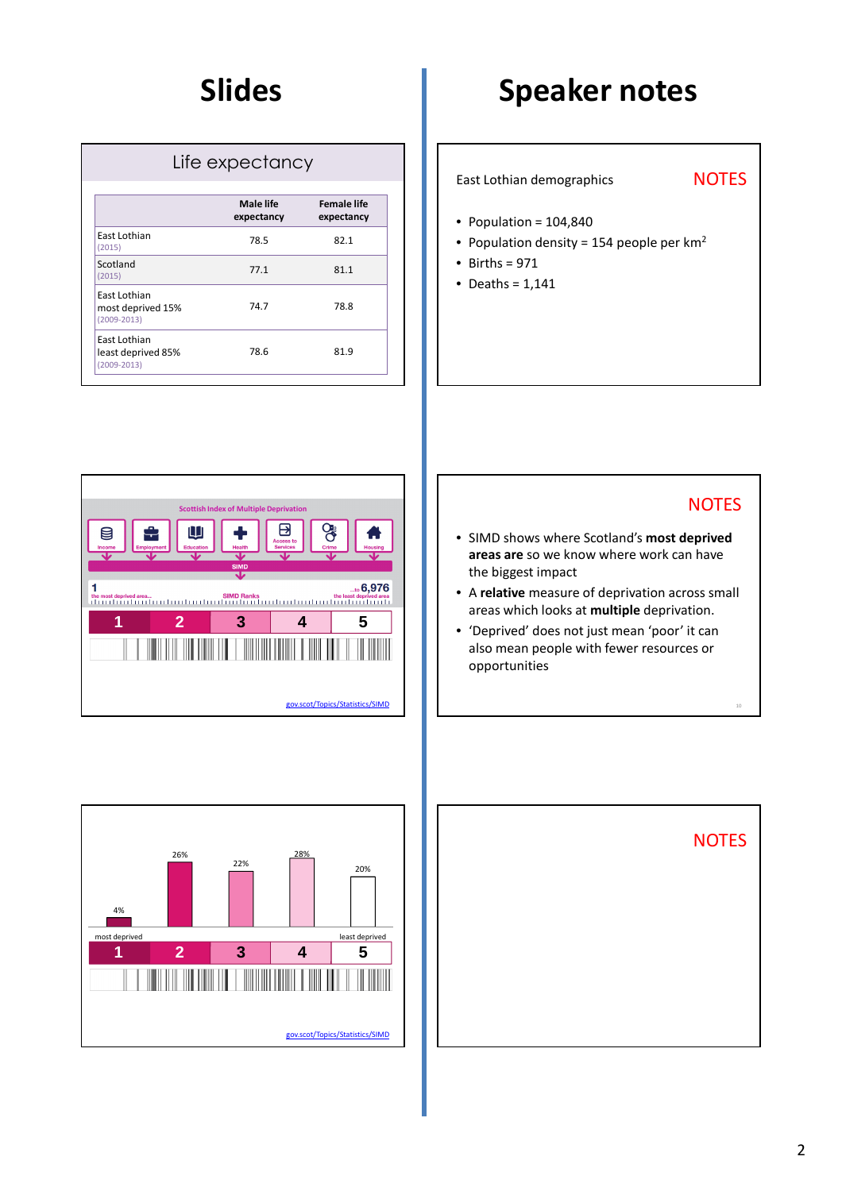# Slides

# Speaker notes

## Life expectancy

| | Male life expectancy | Female life expectancy |
|---|---|---|
| East Lothian (2015) | 78.5 | 82.1 |
| Scotland (2015) | 77.1 | 81.1 |
| East Lothian most deprived 15% (2009-2013) | 74.7 | 78.8 |
| East Lothian least deprived 85% (2009-2013) | 78.6 | 81.9 |

East Lothian demographics

NOTES

- Population = 104,840
- Population density = 154 people per km$^2$
- Births = 971
- Deaths = 1,141

Scottish Index of Multiple Deprivation

Income, Employment, Education, Health, Access to Services, Crime, Housing

SIMD

1 the most deprived area... SIMD Ranks ...to 6,976 the least deprived area

1 2 3 4 5

gov.scot/Topics/Statistics/SIMD

NOTES

- SIMD shows where Scotland's **most deprived areas are** so we know where work can have the biggest impact
- A **relative** measure of deprivation across small areas which looks at **multiple** deprivation.
- 'Deprived' does not just mean 'poor' it can also mean people with fewer resources or opportunities

4% 26% 22% 28% 20%

most deprived least deprived

1 2 3 4 5

gov.scot/Topics/Statistics/SIMD

NOTES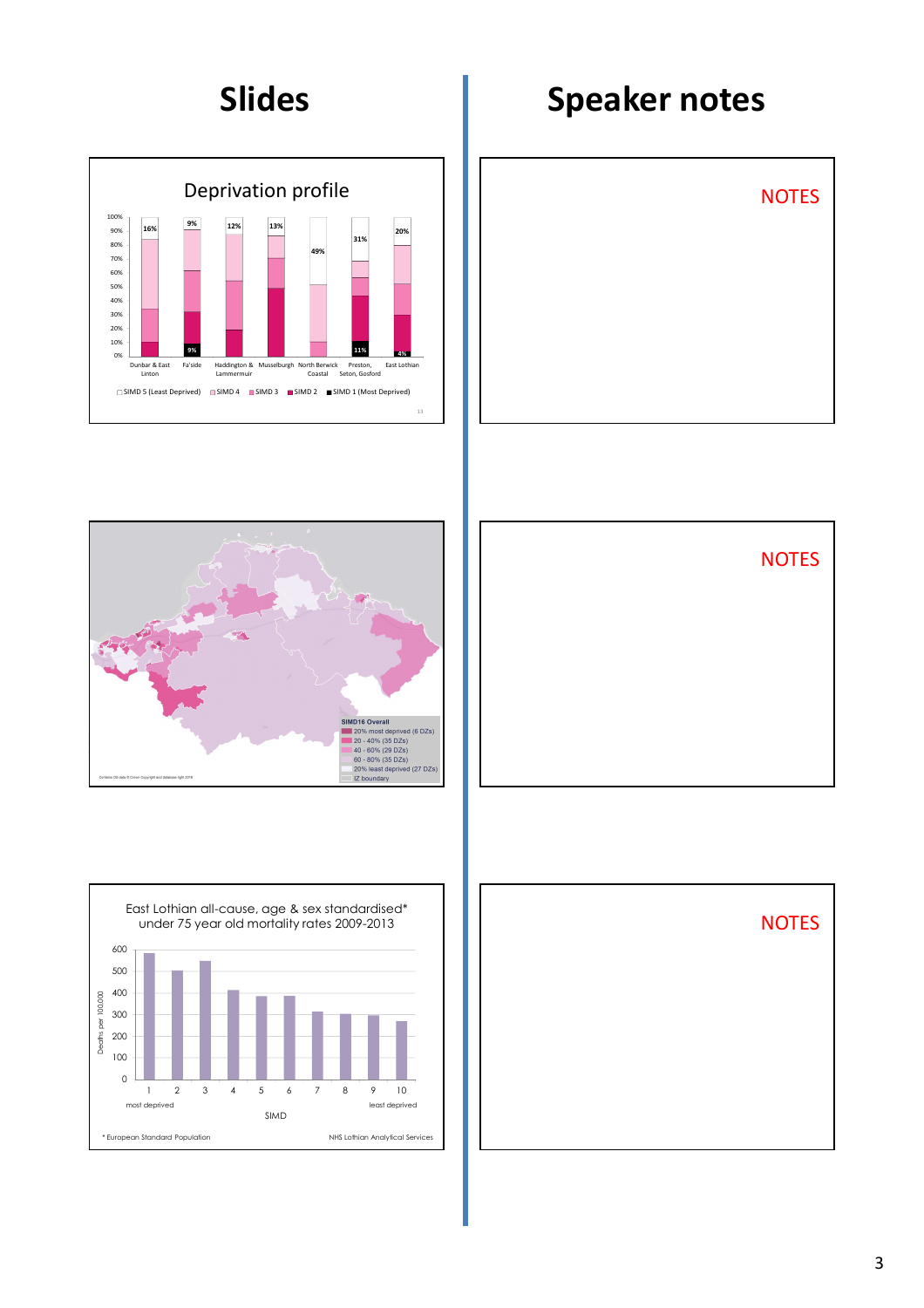# Slides

# Speaker notes

## Deprivation profile

| | SIMD 1 (Most Deprived) | SIMD 5 (Least Deprived) |
|---|---|---|
| Dunbar & East Linton | | 16% |
| Fa'side | 9% | 9% |
| Haddington & Lammermuir | | 12% |
| Musselburgh | | 13% |
| North Berwick Coastal | | 49% |
| Preston, Seton, Gosford | 11% | 31% |
| East Lothian | 4% | 20% |

□ SIMD 5 (Least Deprived) □ SIMD 4 ■ SIMD 3 ■ SIMD 2 ■ SIMD 1 (Most Deprived)

NOTES

SIMD16 Overall
- 20% most deprived (6 DZs)
- 20 - 40% (35 DZs)
- 40 - 60% (29 DZs)
- 60 - 80% (35 DZs)
- 20% least deprived (27 DZs)
- IZ boundary

NOTES

East Lothian all-cause, age & sex standardised* under 75 year old mortality rates 2009-2013

Deaths per 100,000 by SIMD (1 = most deprived, 10 = least deprived)

| SIMD | 1 | 2 | 3 | 4 | 5 | 6 | 7 | 8 | 9 | 10 |
|---|---|---|---|---|---|---|---|---|---|---|
| Deaths per 100,000 (approx.) | 580 | 500 | 545 | 410 | 385 | 385 | 315 | 305 | 295 | 270 |

\* European Standard Population

NHS Lothian Analytical Services

NOTES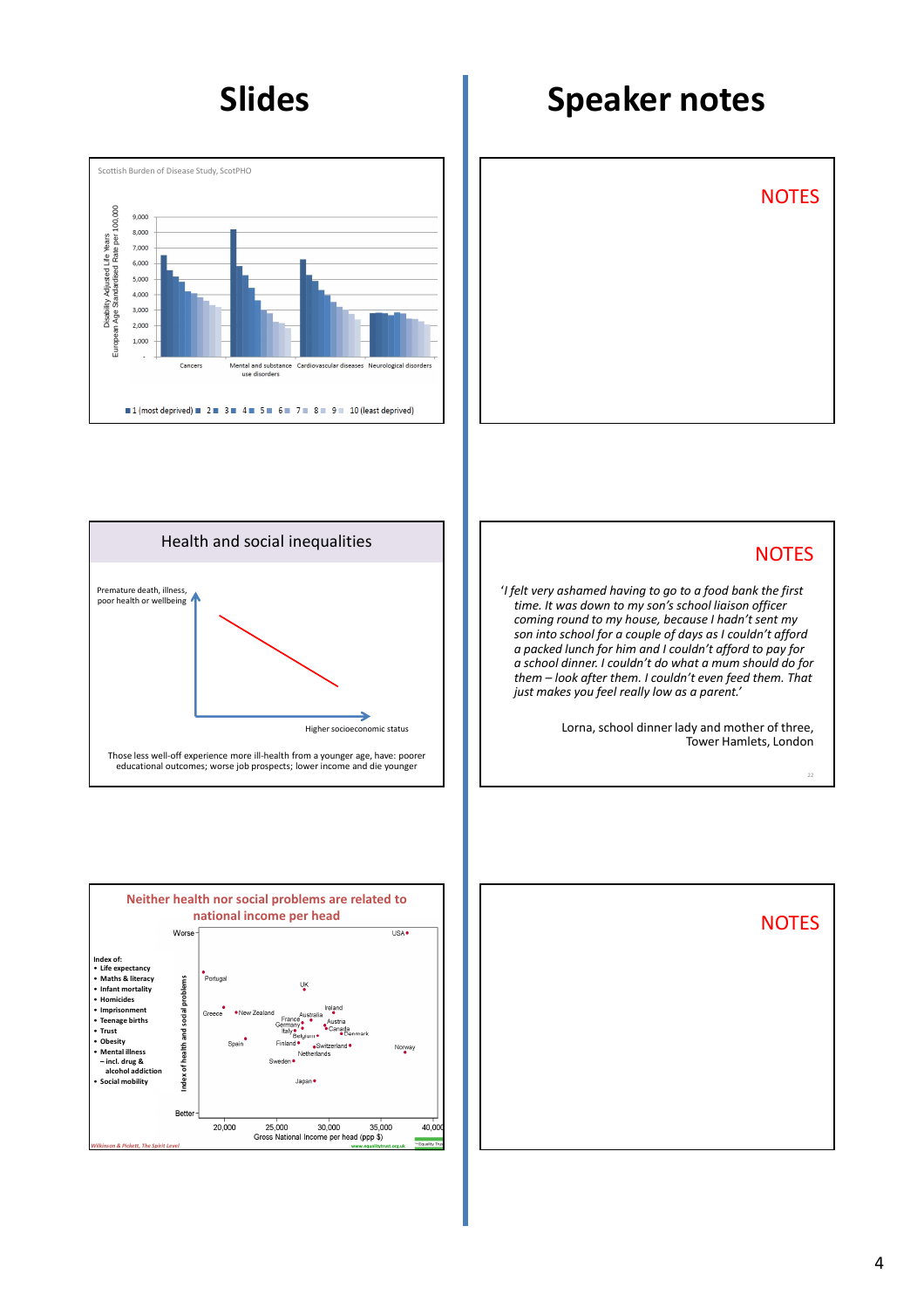# Slides

# Speaker notes

Scottish Burden of Disease Study, ScotPHO

Disability Adjusted Life Years European Age Standardised Rate per 100,000

9,000
8,000
7,000
6,000
5,000
4,000
3,000
2,000
1,000
-

Cancers | Mental and substance use disorders | Cardiovascular diseases | Neurological disorders

1 (most deprived) 2 3 4 5 6 7 8 9 10 (least deprived)

NOTES

## Health and social inequalities

Premature death, illness, poor health or wellbeing

Higher socioeconomic status

Those less well-off experience more ill-health from a younger age, have: poorer educational outcomes; worse job prospects; lower income and die younger

NOTES

*'I felt very ashamed having to go to a food bank the first time. It was down to my son's school liaison officer coming round to my house, because I hadn't sent my son into school for a couple of days as I couldn't afford a packed lunch for him and I couldn't afford to pay for a school dinner. I couldn't do what a mum should do for them – look after them. I couldn't even feed them. That just makes you feel really low as a parent.'*

Lorna, school dinner lady and mother of three, Tower Hamlets, London

## Neither health nor social problems are related to national income per head

Index of:

- Life expectancy
- Maths & literacy
- Infant mortality
- Homicides
- Imprisonment
- Teenage births
- Trust
- Obesity
- Mental illness – incl. drug & alcohol addiction
- Social mobility

Index of health and social problems

Worse

Better

USA, Portugal, UK, Greece, New Zealand, Ireland, Australia, France, Germany, Austria, Italy, Canada, Belgium, Denmark, Spain, Finland, Switzerland, Norway, Netherlands, Sweden, Japan

20,000 | 25,000 | 30,000 | 35,000 | 40,000

Gross National Income per head (ppp $)

Wilkinson & Pickett, The Spirit Level

www.equalitytrust.org.uk

NOTES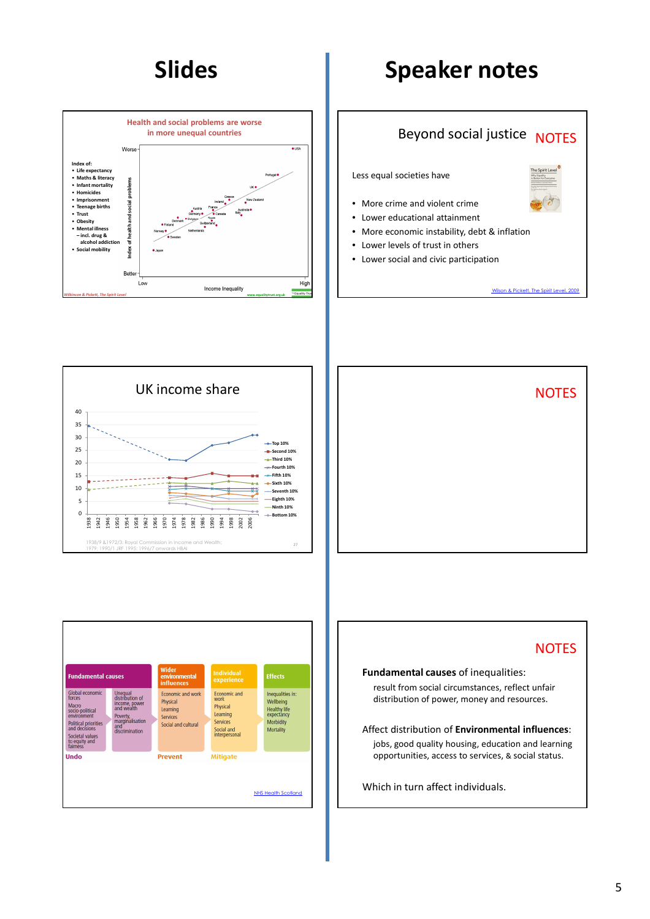# Slides

# Speaker notes

## Health and social problems are worse in more unequal countries

Index of:
- Life expectancy
- Maths & literacy
- Infant mortality
- Homicides
- Imprisonment
- Teenage births
- Trust
- Obesity
- Mental illness – incl. drug & alcohol addiction
- Social mobility

Index of health and social problems: Worse – Better

Income Inequality: Low – High

USA, Portugal, UK, Greece, Ireland, New Zealand, Austria, France, Germany, Denmark, Belgium, Canada, Australia, Italy, Spain, Finland, Switzerland, Norway, Netherlands, Sweden, Japan

Wilkinson & Pickett, The Spirit Level

www.equalitytrust.org.uk

## Beyond social justice

NOTES

Less equal societies have

- More crime and violent crime
- Lower educational attainment
- More economic instability, debt & inflation
- Lower levels of trust in others
- Lower social and civic participation

Wilson & Pickett, The Spirit Level, 2009

## UK income share

Top 10%, Second 10%, Third 10%, Fourth 10%, Fifth 10%, Sixth 10%, Seventh 10%, Eighth 10%, Ninth 10%, Bottom 10%

1938/9 &1972/3: Royal Commission in Income and Wealth; 1979: 1990/1 JRF 1995; 1996/7 onwards HBAI

NOTES

| Fundamental causes | | Wider environmental influences | Individual experience | Effects |
|---|---|---|---|---|
| Global economic forces<br>Macro socio-political environment<br>Political priorities and decisions<br>Societal values to equity and fairness | Unequal distribution of income, power and wealth<br>Poverty, marginalisation and discrimination | Economic and work<br>Physical<br>Learning<br>Services<br>Social and cultural | Economic and work<br>Physical<br>Learning<br>Services<br>Social and interpersonal | Inequalities in:<br>Wellbeing<br>Healthy life expectancy<br>Morbidity<br>Mortality |
| Undo | | Prevent | Mitigate | |

NHS Health Scotland

NOTES

**Fundamental causes** of inequalities:

result from social circumstances, reflect unfair distribution of power, money and resources.

Affect distribution of **Environmental influences**:

jobs, good quality housing, education and learning opportunities, access to services, & social status.

Which in turn affect individuals.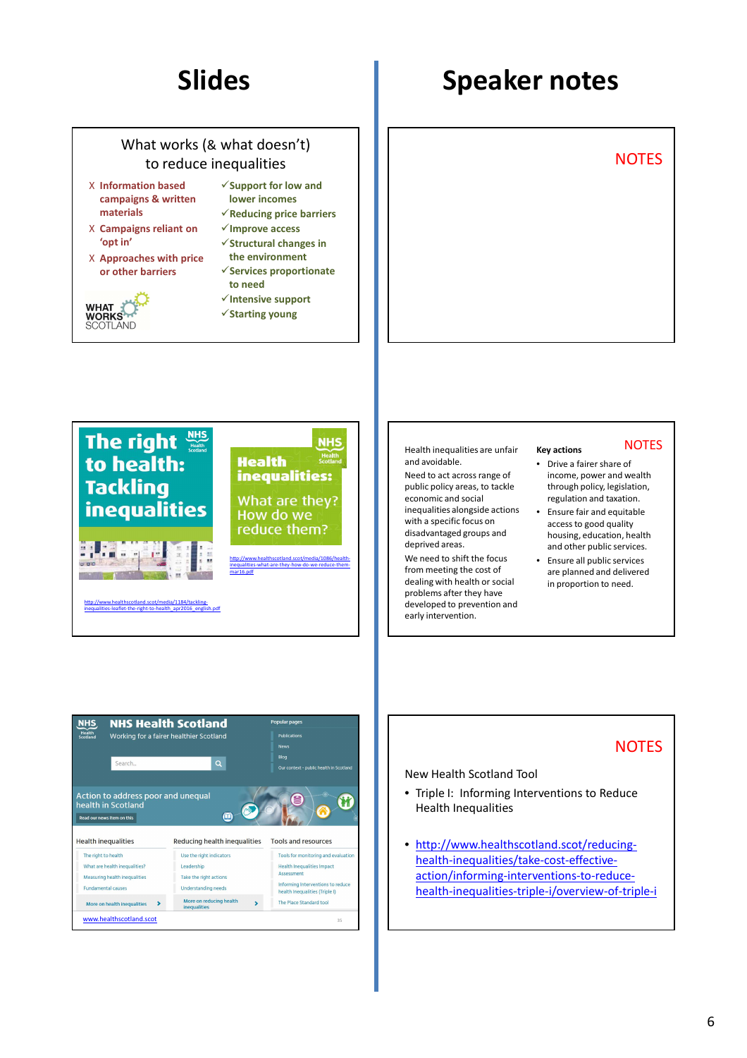# Slides

# Speaker notes

## What works (& what doesn't) to reduce inequalities

- X Information based campaigns & written materials
- X Campaigns reliant on 'opt in'
- X Approaches with price or other barriers

- ✓ Support for low and lower incomes
- ✓ Reducing price barriers
- ✓ Improve access
- ✓ Structural changes in the environment
- ✓ Services proportionate to need
- ✓ Intensive support
- ✓ Starting young

WHAT WORKS SCOTLAND

NOTES

---

The right to health: Tackling inequalities

http://www.healthscotland.scot/media/1184/tackling-inequalities-leaflet-the-right-to-health_apr2016_english.pdf

Health inequalities: What are they? How do we reduce them?

http://www.healthscotland.scot/media/1086/health-inequalities-what-are-they-how-do-we-reduce-them-mar16.pdf

NOTES

Health inequalities are unfair and avoidable.

Need to act across range of public policy areas, to tackle economic and social inequalities alongside actions with a specific focus on disadvantaged groups and deprived areas.

We need to shift the focus from meeting the cost of dealing with health or social problems after they have developed to prevention and early intervention.

**Key actions**

- Drive a fairer share of income, power and wealth through policy, legislation, regulation and taxation.
- Ensure fair and equitable access to good quality housing, education, health and other public services.
- Ensure all public services are planned and delivered in proportion to need.

---

NHS Health Scotland

Working for a fairer healthier Scotland

Popular pages: Publications, News, Blog, Our context - public health in Scotland

Action to address poor and unequal health in Scotland

Read our news item on this

| Health inequalities | Reducing health inequalities | Tools and resources |
|---|---|---|
| The right to health | Use the right indicators | Tools for monitoring and evaluation |
| What are health inequalities? | Leadership | Health Inequalities Impact Assessment |
| Measuring health inequalities | Take the right actions | Informing Interventions to reduce health inequalities (Triple I) |
| Fundamental causes | Understanding needs | The Place Standard tool |
| More on health inequalities | More on reducing health inequalities | |

www.healthscotland.scot

NOTES

New Health Scotland Tool

- Triple I: Informing Interventions to Reduce Health Inequalities

- http://www.healthscotland.scot/reducing-health-inequalities/take-cost-effective-action/informing-interventions-to-reduce-health-inequalities-triple-i/overview-of-triple-i